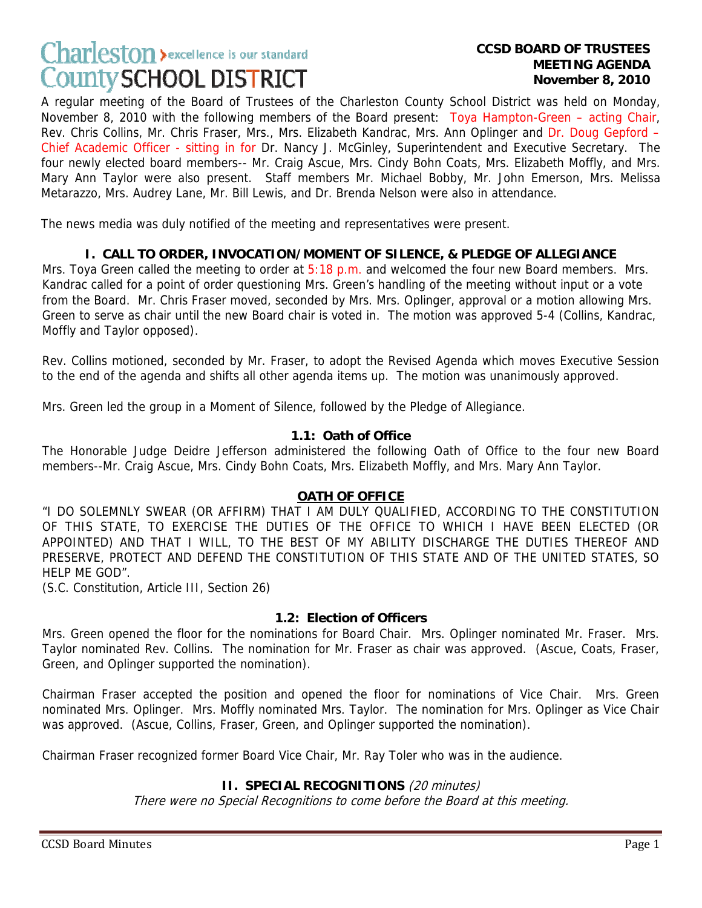Charleston ›excellence is our standard
County SCHOOL DISTRICT

**CCSD BOARD OF TRUSTEES
MEETING AGENDA
November 8, 2010**

A regular meeting of the Board of Trustees of the Charleston County School District was held on Monday, November 8, 2010 with the following members of the Board present: Toya Hampton-Green – acting Chair, Rev. Chris Collins, Mr. Chris Fraser, Mrs., Mrs. Elizabeth Kandrac, Mrs. Ann Oplinger and Dr. Doug Gepford – Chief Academic Officer - sitting in for Dr. Nancy J. McGinley, Superintendent and Executive Secretary. The four newly elected board members-- Mr. Craig Ascue, Mrs. Cindy Bohn Coats, Mrs. Elizabeth Moffly, and Mrs. Mary Ann Taylor were also present. Staff members Mr. Michael Bobby, Mr. John Emerson, Mrs. Melissa Metarazzo, Mrs. Audrey Lane, Mr. Bill Lewis, and Dr. Brenda Nelson were also in attendance.

The news media was duly notified of the meeting and representatives were present.

## I. CALL TO ORDER, INVOCATION/MOMENT OF SILENCE, & PLEDGE OF ALLEGIANCE

Mrs. Toya Green called the meeting to order at 5:18 p.m. and welcomed the four new Board members. Mrs. Kandrac called for a point of order questioning Mrs. Green's handling of the meeting without input or a vote from the Board. Mr. Chris Fraser moved, seconded by Mrs. Mrs. Oplinger, approval or a motion allowing Mrs. Green to serve as chair until the new Board chair is voted in. The motion was approved 5-4 (Collins, Kandrac, Moffly and Taylor opposed).

Rev. Collins motioned, seconded by Mr. Fraser, to adopt the Revised Agenda which moves Executive Session to the end of the agenda and shifts all other agenda items up. The motion was unanimously approved.

Mrs. Green led the group in a Moment of Silence, followed by the Pledge of Allegiance.

### 1.1: Oath of Office

The Honorable Judge Deidre Jefferson administered the following Oath of Office to the four new Board members--Mr. Craig Ascue, Mrs. Cindy Bohn Coats, Mrs. Elizabeth Moffly, and Mrs. Mary Ann Taylor.

**OATH OF OFFICE**

"I DO SOLEMNLY SWEAR (OR AFFIRM) THAT I AM DULY QUALIFIED, ACCORDING TO THE CONSTITUTION OF THIS STATE, TO EXERCISE THE DUTIES OF THE OFFICE TO WHICH I HAVE BEEN ELECTED (OR APPOINTED) AND THAT I WILL, TO THE BEST OF MY ABILITY DISCHARGE THE DUTIES THEREOF AND PRESERVE, PROTECT AND DEFEND THE CONSTITUTION OF THIS STATE AND OF THE UNITED STATES, SO HELP ME GOD".
(S.C. Constitution, Article III, Section 26)

### 1.2: Election of Officers

Mrs. Green opened the floor for the nominations for Board Chair. Mrs. Oplinger nominated Mr. Fraser. Mrs. Taylor nominated Rev. Collins. The nomination for Mr. Fraser as chair was approved. (Ascue, Coats, Fraser, Green, and Oplinger supported the nomination).

Chairman Fraser accepted the position and opened the floor for nominations of Vice Chair. Mrs. Green nominated Mrs. Oplinger. Mrs. Moffly nominated Mrs. Taylor. The nomination for Mrs. Oplinger as Vice Chair was approved. (Ascue, Collins, Fraser, Green, and Oplinger supported the nomination).

Chairman Fraser recognized former Board Vice Chair, Mr. Ray Toler who was in the audience.

## II. SPECIAL RECOGNITIONS *(20 minutes)*

*There were no Special Recognitions to come before the Board at this meeting.*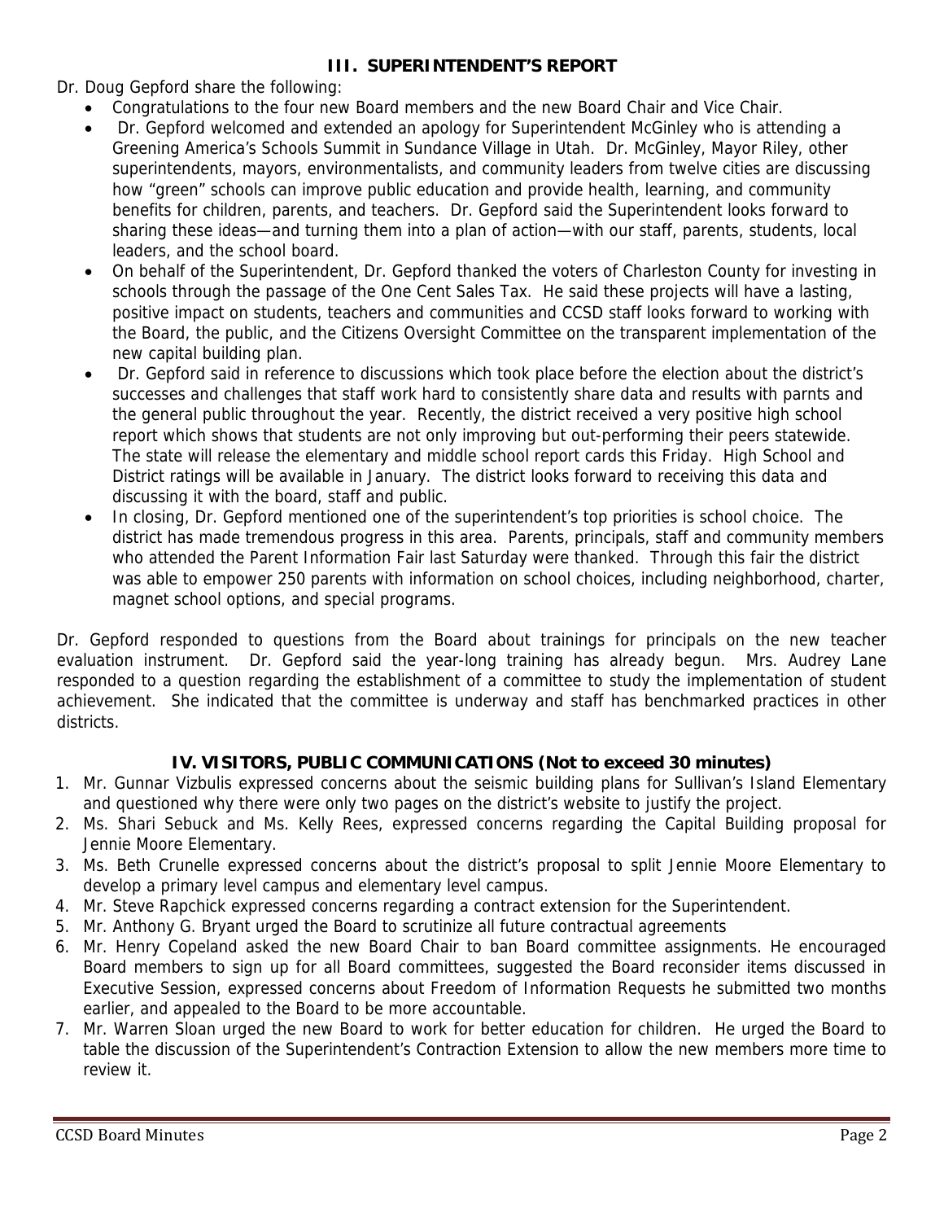## III. SUPERINTENDENT'S REPORT

Dr. Doug Gepford share the following:

- Congratulations to the four new Board members and the new Board Chair and Vice Chair.
- Dr. Gepford welcomed and extended an apology for Superintendent McGinley who is attending a Greening America's Schools Summit in Sundance Village in Utah. Dr. McGinley, Mayor Riley, other superintendents, mayors, environmentalists, and community leaders from twelve cities are discussing how "green" schools can improve public education and provide health, learning, and community benefits for children, parents, and teachers. Dr. Gepford said the Superintendent looks forward to sharing these ideas—and turning them into a plan of action—with our staff, parents, students, local leaders, and the school board.
- On behalf of the Superintendent, Dr. Gepford thanked the voters of Charleston County for investing in schools through the passage of the One Cent Sales Tax. He said these projects will have a lasting, positive impact on students, teachers and communities and CCSD staff looks forward to working with the Board, the public, and the Citizens Oversight Committee on the transparent implementation of the new capital building plan.
- Dr. Gepford said in reference to discussions which took place before the election about the district's successes and challenges that staff work hard to consistently share data and results with parnts and the general public throughout the year. Recently, the district received a very positive high school report which shows that students are not only improving but out-performing their peers statewide. The state will release the elementary and middle school report cards this Friday. High School and District ratings will be available in January. The district looks forward to receiving this data and discussing it with the board, staff and public.
- In closing, Dr. Gepford mentioned one of the superintendent's top priorities is school choice. The district has made tremendous progress in this area. Parents, principals, staff and community members who attended the Parent Information Fair last Saturday were thanked. Through this fair the district was able to empower 250 parents with information on school choices, including neighborhood, charter, magnet school options, and special programs.

Dr. Gepford responded to questions from the Board about trainings for principals on the new teacher evaluation instrument. Dr. Gepford said the year-long training has already begun. Mrs. Audrey Lane responded to a question regarding the establishment of a committee to study the implementation of student achievement. She indicated that the committee is underway and staff has benchmarked practices in other districts.

## IV. VISITORS, PUBLIC COMMUNICATIONS (Not to exceed 30 minutes)

1. Mr. Gunnar Vizbulis expressed concerns about the seismic building plans for Sullivan's Island Elementary and questioned why there were only two pages on the district's website to justify the project.
2. Ms. Shari Sebuck and Ms. Kelly Rees, expressed concerns regarding the Capital Building proposal for Jennie Moore Elementary.
3. Ms. Beth Crunelle expressed concerns about the district's proposal to split Jennie Moore Elementary to develop a primary level campus and elementary level campus.
4. Mr. Steve Rapchick expressed concerns regarding a contract extension for the Superintendent.
5. Mr. Anthony G. Bryant urged the Board to scrutinize all future contractual agreements
6. Mr. Henry Copeland asked the new Board Chair to ban Board committee assignments. He encouraged Board members to sign up for all Board committees, suggested the Board reconsider items discussed in Executive Session, expressed concerns about Freedom of Information Requests he submitted two months earlier, and appealed to the Board to be more accountable.
7. Mr. Warren Sloan urged the new Board to work for better education for children. He urged the Board to table the discussion of the Superintendent's Contraction Extension to allow the new members more time to review it.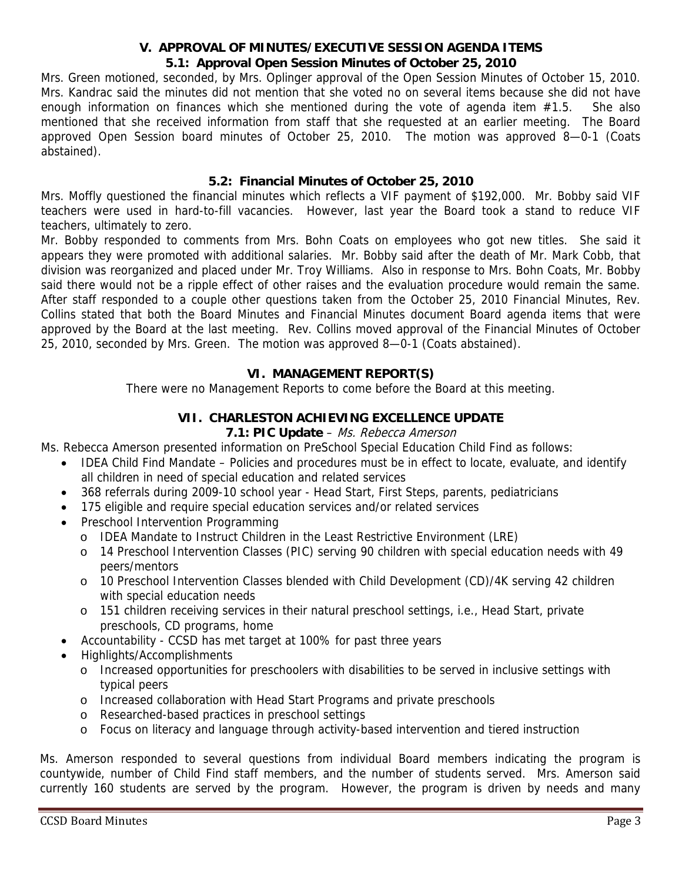## V. APPROVAL OF MINUTES/EXECUTIVE SESSION AGENDA ITEMS

### 5.1: Approval Open Session Minutes of October 25, 2010

Mrs. Green motioned, seconded, by Mrs. Oplinger approval of the Open Session Minutes of October 15, 2010. Mrs. Kandrac said the minutes did not mention that she voted no on several items because she did not have enough information on finances which she mentioned during the vote of agenda item #1.5. She also mentioned that she received information from staff that she requested at an earlier meeting. The Board approved Open Session board minutes of October 25, 2010. The motion was approved 8—0-1 (Coats abstained).

### 5.2: Financial Minutes of October 25, 2010

Mrs. Moffly questioned the financial minutes which reflects a VIF payment of $192,000. Mr. Bobby said VIF teachers were used in hard-to-fill vacancies. However, last year the Board took a stand to reduce VIF teachers, ultimately to zero.

Mr. Bobby responded to comments from Mrs. Bohn Coats on employees who got new titles. She said it appears they were promoted with additional salaries. Mr. Bobby said after the death of Mr. Mark Cobb, that division was reorganized and placed under Mr. Troy Williams. Also in response to Mrs. Bohn Coats, Mr. Bobby said there would not be a ripple effect of other raises and the evaluation procedure would remain the same. After staff responded to a couple other questions taken from the October 25, 2010 Financial Minutes, Rev. Collins stated that both the Board Minutes and Financial Minutes document Board agenda items that were approved by the Board at the last meeting. Rev. Collins moved approval of the Financial Minutes of October 25, 2010, seconded by Mrs. Green. The motion was approved 8—0-1 (Coats abstained).

## VI. MANAGEMENT REPORT(S)

There were no Management Reports to come before the Board at this meeting.

## VII. CHARLESTON ACHIEVING EXCELLENCE UPDATE

### 7.1: PIC Update – *Ms. Rebecca Amerson*

Ms. Rebecca Amerson presented information on PreSchool Special Education Child Find as follows:

- IDEA Child Find Mandate – Policies and procedures must be in effect to locate, evaluate, and identify all children in need of special education and related services
- 368 referrals during 2009-10 school year - Head Start, First Steps, parents, pediatricians
- 175 eligible and require special education services and/or related services
- Preschool Intervention Programming
  - IDEA Mandate to Instruct Children in the Least Restrictive Environment (LRE)
  - 14 Preschool Intervention Classes (PIC) serving 90 children with special education needs with 49 peers/mentors
  - 10 Preschool Intervention Classes blended with Child Development (CD)/4K serving 42 children with special education needs
  - 151 children receiving services in their natural preschool settings, i.e., Head Start, private preschools, CD programs, home
- Accountability - CCSD has met target at 100% for past three years
- Highlights/Accomplishments
  - Increased opportunities for preschoolers with disabilities to be served in inclusive settings with typical peers
  - Increased collaboration with Head Start Programs and private preschools
  - Researched-based practices in preschool settings
  - Focus on literacy and language through activity-based intervention and tiered instruction

Ms. Amerson responded to several questions from individual Board members indicating the program is countywide, number of Child Find staff members, and the number of students served. Mrs. Amerson said currently 160 students are served by the program. However, the program is driven by needs and many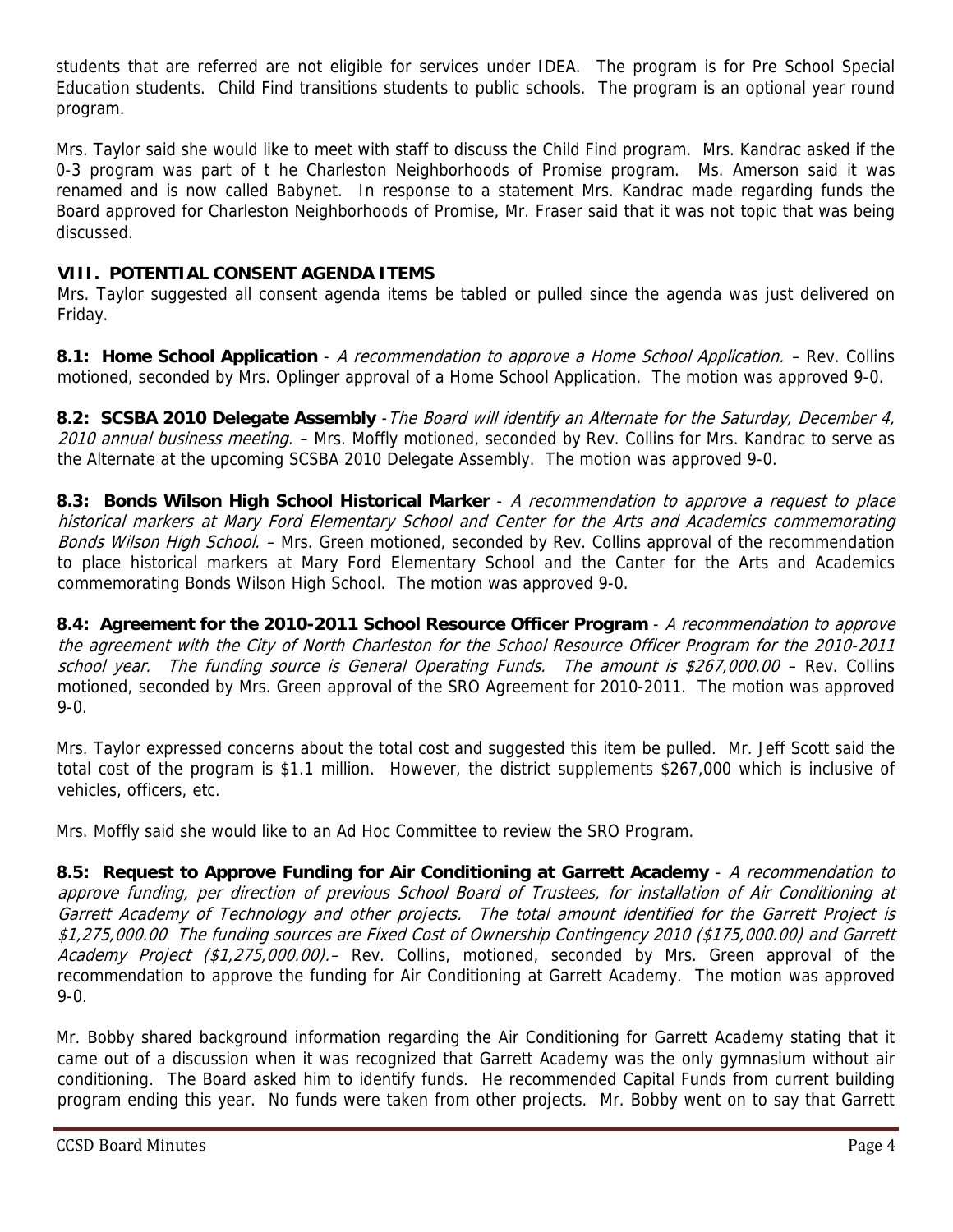students that are referred are not eligible for services under IDEA. The program is for Pre School Special Education students. Child Find transitions students to public schools. The program is an optional year round program.

Mrs. Taylor said she would like to meet with staff to discuss the Child Find program. Mrs. Kandrac asked if the 0-3 program was part of t he Charleston Neighborhoods of Promise program. Ms. Amerson said it was renamed and is now called Babynet. In response to a statement Mrs. Kandrac made regarding funds the Board approved for Charleston Neighborhoods of Promise, Mr. Fraser said that it was not topic that was being discussed.

## VIII. POTENTIAL CONSENT AGENDA ITEMS

Mrs. Taylor suggested all consent agenda items be tabled or pulled since the agenda was just delivered on Friday.

**8.1: Home School Application** - *A recommendation to approve a Home School Application.* – Rev. Collins motioned, seconded by Mrs. Oplinger approval of a Home School Application. The motion was approved 9-0.

**8.2: SCSBA 2010 Delegate Assembly** -*The Board will identify an Alternate for the Saturday, December 4, 2010 annual business meeting.* – Mrs. Moffly motioned, seconded by Rev. Collins for Mrs. Kandrac to serve as the Alternate at the upcoming SCSBA 2010 Delegate Assembly. The motion was approved 9-0.

**8.3: Bonds Wilson High School Historical Marker** - *A recommendation to approve a request to place historical markers at Mary Ford Elementary School and Center for the Arts and Academics commemorating Bonds Wilson High School.* – Mrs. Green motioned, seconded by Rev. Collins approval of the recommendation to place historical markers at Mary Ford Elementary School and the Canter for the Arts and Academics commemorating Bonds Wilson High School. The motion was approved 9-0.

**8.4: Agreement for the 2010-2011 School Resource Officer Program** - *A recommendation to approve the agreement with the City of North Charleston for the School Resource Officer Program for the 2010-2011 school year. The funding source is General Operating Funds. The amount is $267,000.00* – Rev. Collins motioned, seconded by Mrs. Green approval of the SRO Agreement for 2010-2011. The motion was approved 9-0.

Mrs. Taylor expressed concerns about the total cost and suggested this item be pulled. Mr. Jeff Scott said the total cost of the program is $1.1 million. However, the district supplements $267,000 which is inclusive of vehicles, officers, etc.

Mrs. Moffly said she would like to an Ad Hoc Committee to review the SRO Program.

**8.5: Request to Approve Funding for Air Conditioning at Garrett Academy** - *A recommendation to approve funding, per direction of previous School Board of Trustees, for installation of Air Conditioning at Garrett Academy of Technology and other projects. The total amount identified for the Garrett Project is $1,275,000.00 The funding sources are Fixed Cost of Ownership Contingency 2010 ($175,000.00) and Garrett Academy Project ($1,275,000.00).*– Rev. Collins, motioned, seconded by Mrs. Green approval of the recommendation to approve the funding for Air Conditioning at Garrett Academy. The motion was approved 9-0.

Mr. Bobby shared background information regarding the Air Conditioning for Garrett Academy stating that it came out of a discussion when it was recognized that Garrett Academy was the only gymnasium without air conditioning. The Board asked him to identify funds. He recommended Capital Funds from current building program ending this year. No funds were taken from other projects. Mr. Bobby went on to say that Garrett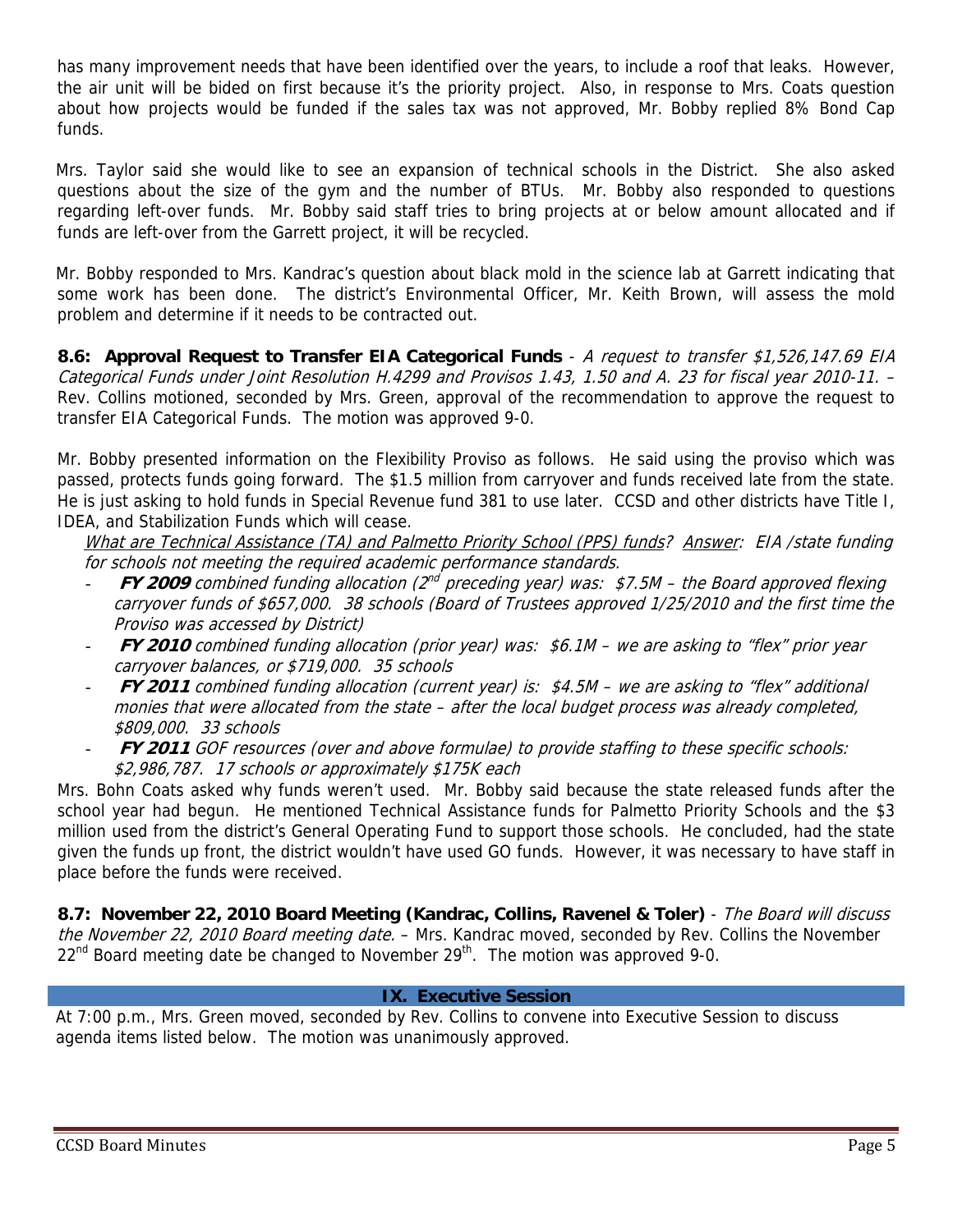has many improvement needs that have been identified over the years, to include a roof that leaks. However, the air unit will be bided on first because it's the priority project. Also, in response to Mrs. Coats question about how projects would be funded if the sales tax was not approved, Mr. Bobby replied 8% Bond Cap funds.

Mrs. Taylor said she would like to see an expansion of technical schools in the District. She also asked questions about the size of the gym and the number of BTUs. Mr. Bobby also responded to questions regarding left-over funds. Mr. Bobby said staff tries to bring projects at or below amount allocated and if funds are left-over from the Garrett project, it will be recycled.

Mr. Bobby responded to Mrs. Kandrac's question about black mold in the science lab at Garrett indicating that some work has been done. The district's Environmental Officer, Mr. Keith Brown, will assess the mold problem and determine if it needs to be contracted out.

**8.6: Approval Request to Transfer EIA Categorical Funds** - *A request to transfer $1,526,147.69 EIA Categorical Funds under Joint Resolution H.4299 and Provisos 1.43, 1.50 and A. 23 for fiscal year 2010-11.* – Rev. Collins motioned, seconded by Mrs. Green, approval of the recommendation to approve the request to transfer EIA Categorical Funds. The motion was approved 9-0.

Mr. Bobby presented information on the Flexibility Proviso as follows. He said using the proviso which was passed, protects funds going forward. The $1.5 million from carryover and funds received late from the state. He is just asking to hold funds in Special Revenue fund 381 to use later. CCSD and other districts have Title I, IDEA, and Stabilization Funds which will cease.

*What are Technical Assistance (TA) and Palmetto Priority School (PPS) funds? Answer: EIA /state funding for schools not meeting the required academic performance standards.*

- ***FY 2009*** *combined funding allocation (2nd preceding year) was: $7.5M – the Board approved flexing carryover funds of $657,000. 38 schools (Board of Trustees approved 1/25/2010 and the first time the Proviso was accessed by District)*
- ***FY 2010*** *combined funding allocation (prior year) was: $6.1M – we are asking to "flex" prior year carryover balances, or $719,000. 35 schools*
- ***FY 2011*** *combined funding allocation (current year) is: $4.5M – we are asking to "flex" additional monies that were allocated from the state – after the local budget process was already completed, $809,000. 33 schools*
- ***FY 2011*** *GOF resources (over and above formulae) to provide staffing to these specific schools: $2,986,787. 17 schools or approximately $175K each*

Mrs. Bohn Coats asked why funds weren't used. Mr. Bobby said because the state released funds after the school year had begun. He mentioned Technical Assistance funds for Palmetto Priority Schools and the $3 million used from the district's General Operating Fund to support those schools. He concluded, had the state given the funds up front, the district wouldn't have used GO funds. However, it was necessary to have staff in place before the funds were received.

**8.7: November 22, 2010 Board Meeting (Kandrac, Collins, Ravenel & Toler)** - *The Board will discuss the November 22, 2010 Board meeting date.* – Mrs. Kandrac moved, seconded by Rev. Collins the November 22nd Board meeting date be changed to November 29th. The motion was approved 9-0.

## IX. Executive Session

At 7:00 p.m., Mrs. Green moved, seconded by Rev. Collins to convene into Executive Session to discuss agenda items listed below. The motion was unanimously approved.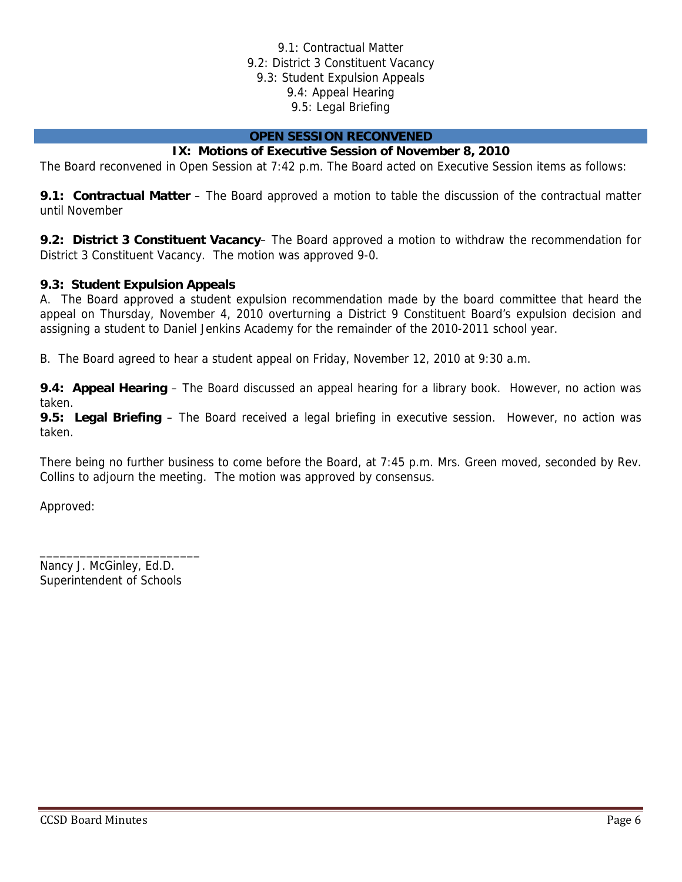9.1: Contractual Matter
9.2: District 3 Constituent Vacancy
9.3: Student Expulsion Appeals
9.4: Appeal Hearing
9.5: Legal Briefing

## OPEN SESSION RECONVENED

### IX: Motions of Executive Session of November 8, 2010

The Board reconvened in Open Session at 7:42 p.m. The Board acted on Executive Session items as follows:

**9.1: Contractual Matter** – The Board approved a motion to table the discussion of the contractual matter until November

**9.2: District 3 Constituent Vacancy**– The Board approved a motion to withdraw the recommendation for District 3 Constituent Vacancy. The motion was approved 9-0.

**9.3: Student Expulsion Appeals**

A. The Board approved a student expulsion recommendation made by the board committee that heard the appeal on Thursday, November 4, 2010 overturning a District 9 Constituent Board's expulsion decision and assigning a student to Daniel Jenkins Academy for the remainder of the 2010-2011 school year.

B. The Board agreed to hear a student appeal on Friday, November 12, 2010 at 9:30 a.m.

**9.4: Appeal Hearing** – The Board discussed an appeal hearing for a library book. However, no action was taken.

**9.5: Legal Briefing** – The Board received a legal briefing in executive session. However, no action was taken.

There being no further business to come before the Board, at 7:45 p.m. Mrs. Green moved, seconded by Rev. Collins to adjourn the meeting. The motion was approved by consensus.

Approved:

________________________

Nancy J. McGinley, Ed.D.
Superintendent of Schools